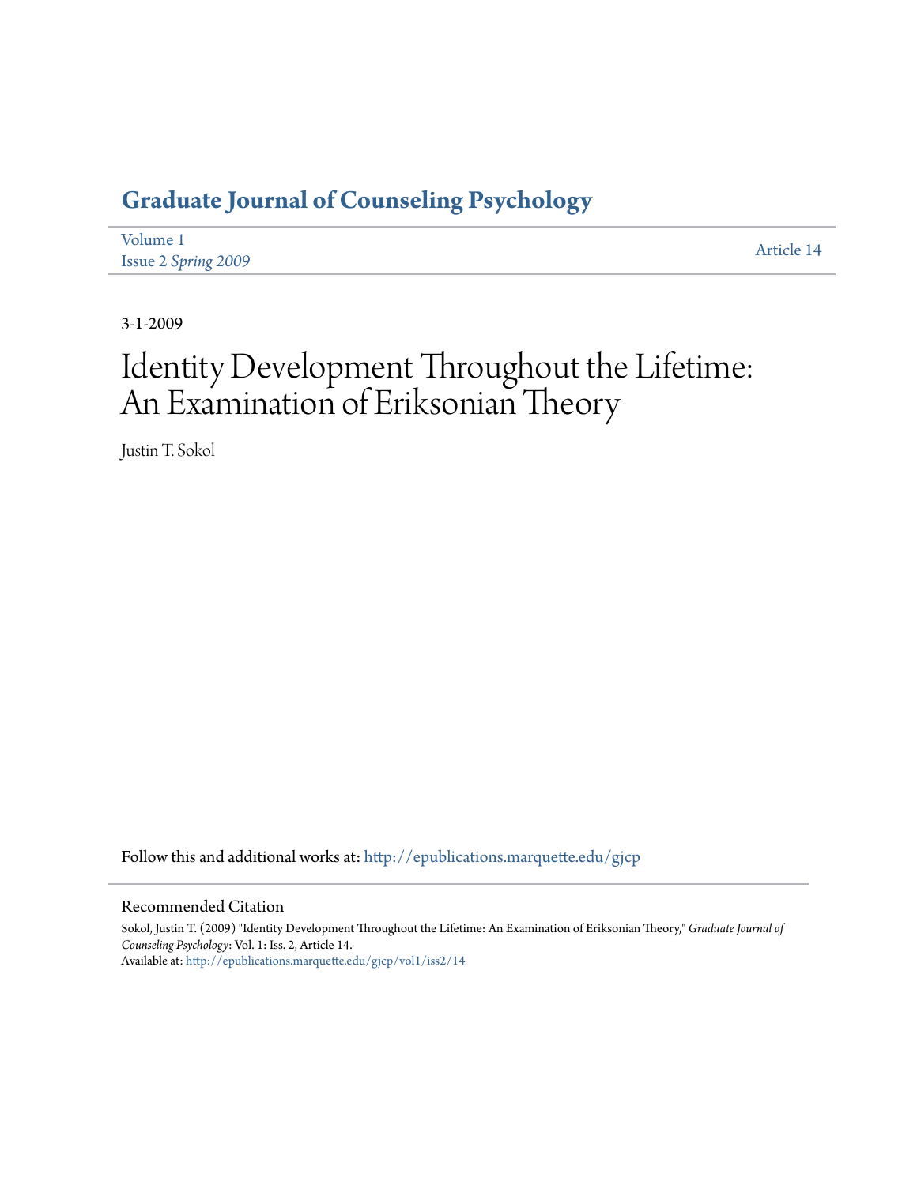# Graduate Journal of Counseling Psychology

Volume 1
Issue 2 *Spring 2009*

Article 14

3-1-2009

# Identity Development Throughout the Lifetime: An Examination of Eriksonian Theory

Justin T. Sokol

Follow this and additional works at: http://epublications.marquette.edu/gjcp

## Recommended Citation

Sokol, Justin T. (2009) "Identity Development Throughout the Lifetime: An Examination of Eriksonian Theory," *Graduate Journal of Counseling Psychology*: Vol. 1: Iss. 2, Article 14.
Available at: http://epublications.marquette.edu/gjcp/vol1/iss2/14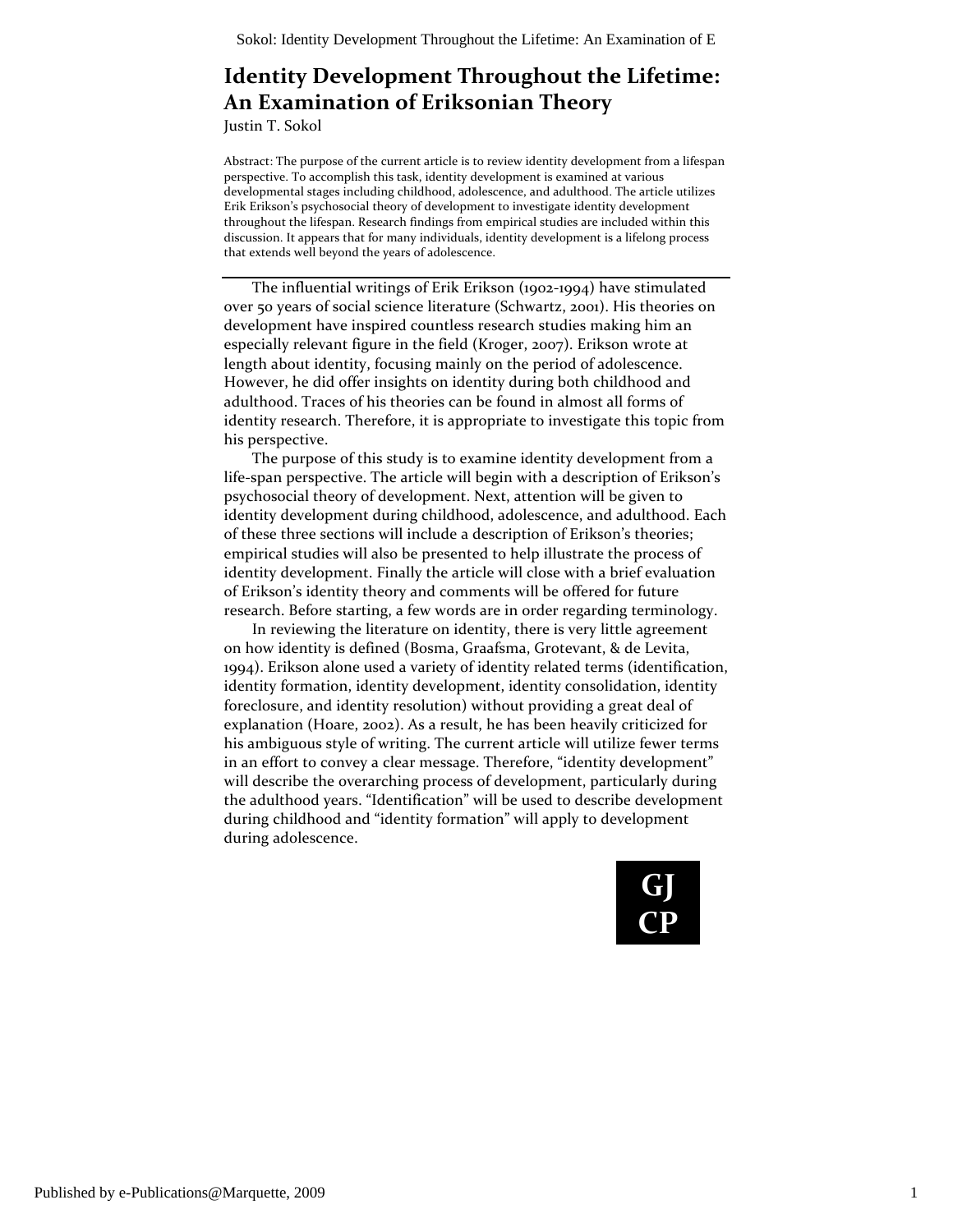# Identity Development Throughout the Lifetime: An Examination of Eriksonian Theory

Justin T. Sokol

Abstract: The purpose of the current article is to review identity development from a lifespan perspective. To accomplish this task, identity development is examined at various developmental stages including childhood, adolescence, and adulthood. The article utilizes Erik Erikson's psychosocial theory of development to investigate identity development throughout the lifespan. Research findings from empirical studies are included within this discussion. It appears that for many individuals, identity development is a lifelong process that extends well beyond the years of adolescence.

---

The influential writings of Erik Erikson (1902-1994) have stimulated over 50 years of social science literature (Schwartz, 2001). His theories on development have inspired countless research studies making him an especially relevant figure in the field (Kroger, 2007). Erikson wrote at length about identity, focusing mainly on the period of adolescence. However, he did offer insights on identity during both childhood and adulthood. Traces of his theories can be found in almost all forms of identity research. Therefore, it is appropriate to investigate this topic from his perspective.

The purpose of this study is to examine identity development from a life-span perspective. The article will begin with a description of Erikson's psychosocial theory of development. Next, attention will be given to identity development during childhood, adolescence, and adulthood. Each of these three sections will include a description of Erikson's theories; empirical studies will also be presented to help illustrate the process of identity development. Finally the article will close with a brief evaluation of Erikson's identity theory and comments will be offered for future research. Before starting, a few words are in order regarding terminology.

In reviewing the literature on identity, there is very little agreement on how identity is defined (Bosma, Graafsma, Grotevant, & de Levita, 1994). Erikson alone used a variety of identity related terms (identification, identity formation, identity development, identity consolidation, identity foreclosure, and identity resolution) without providing a great deal of explanation (Hoare, 2002). As a result, he has been heavily criticized for his ambiguous style of writing. The current article will utilize fewer terms in an effort to convey a clear message. Therefore, "identity development" will describe the overarching process of development, particularly during the adulthood years. "Identification" will be used to describe development during childhood and "identity formation" will apply to development during adolescence.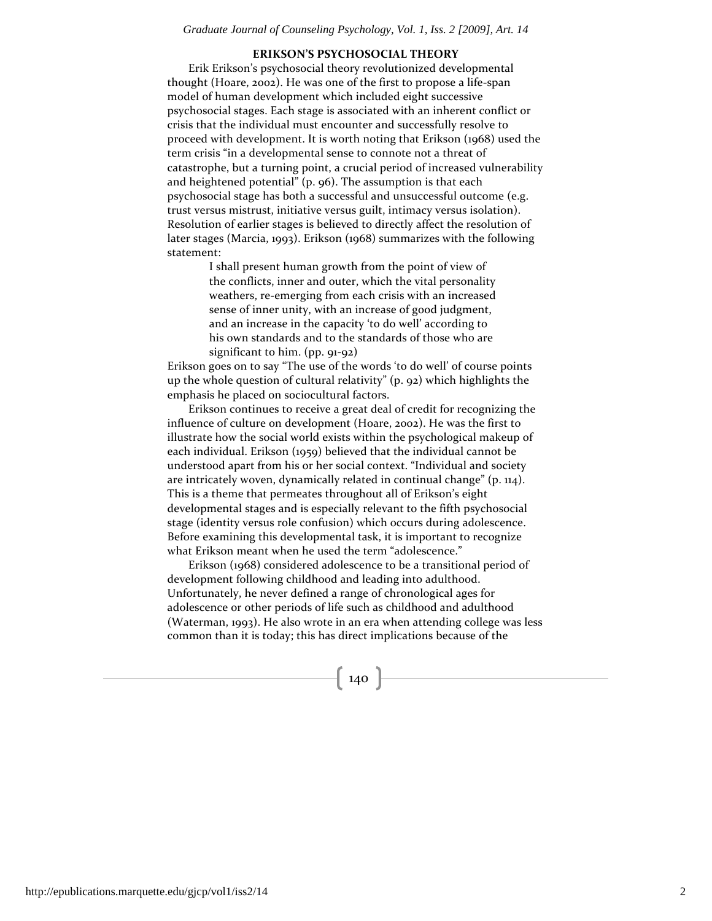## ERIKSON'S PSYCHOSOCIAL THEORY

Erik Erikson's psychosocial theory revolutionized developmental thought (Hoare, 2002). He was one of the first to propose a life-span model of human development which included eight successive psychosocial stages. Each stage is associated with an inherent conflict or crisis that the individual must encounter and successfully resolve to proceed with development. It is worth noting that Erikson (1968) used the term crisis "in a developmental sense to connote not a threat of catastrophe, but a turning point, a crucial period of increased vulnerability and heightened potential" (p. 96). The assumption is that each psychosocial stage has both a successful and unsuccessful outcome (e.g. trust versus mistrust, initiative versus guilt, intimacy versus isolation). Resolution of earlier stages is believed to directly affect the resolution of later stages (Marcia, 1993). Erikson (1968) summarizes with the following statement:

> I shall present human growth from the point of view of the conflicts, inner and outer, which the vital personality weathers, re-emerging from each crisis with an increased sense of inner unity, with an increase of good judgment, and an increase in the capacity 'to do well' according to his own standards and to the standards of those who are significant to him. (pp. 91-92)

Erikson goes on to say "The use of the words 'to do well' of course points up the whole question of cultural relativity" (p. 92) which highlights the emphasis he placed on sociocultural factors.

Erikson continues to receive a great deal of credit for recognizing the influence of culture on development (Hoare, 2002). He was the first to illustrate how the social world exists within the psychological makeup of each individual. Erikson (1959) believed that the individual cannot be understood apart from his or her social context. "Individual and society are intricately woven, dynamically related in continual change" (p. 114). This is a theme that permeates throughout all of Erikson's eight developmental stages and is especially relevant to the fifth psychosocial stage (identity versus role confusion) which occurs during adolescence. Before examining this developmental task, it is important to recognize what Erikson meant when he used the term "adolescence."

Erikson (1968) considered adolescence to be a transitional period of development following childhood and leading into adulthood. Unfortunately, he never defined a range of chronological ages for adolescence or other periods of life such as childhood and adulthood (Waterman, 1993). He also wrote in an era when attending college was less common than it is today; this has direct implications because of the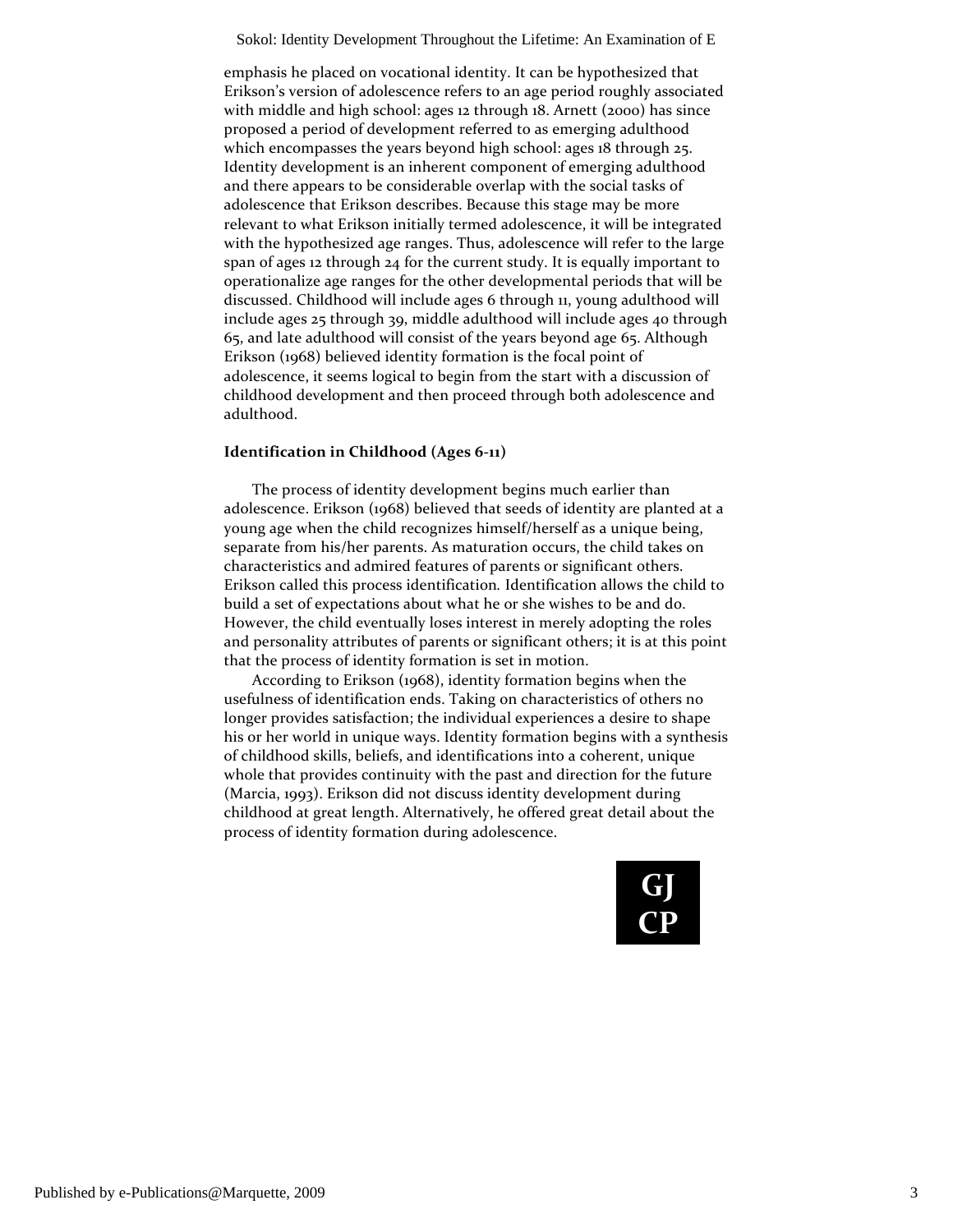emphasis he placed on vocational identity. It can be hypothesized that Erikson's version of adolescence refers to an age period roughly associated with middle and high school: ages 12 through 18. Arnett (2000) has since proposed a period of development referred to as emerging adulthood which encompasses the years beyond high school: ages 18 through 25. Identity development is an inherent component of emerging adulthood and there appears to be considerable overlap with the social tasks of adolescence that Erikson describes. Because this stage may be more relevant to what Erikson initially termed adolescence, it will be integrated with the hypothesized age ranges. Thus, adolescence will refer to the large span of ages 12 through 24 for the current study. It is equally important to operationalize age ranges for the other developmental periods that will be discussed. Childhood will include ages 6 through 11, young adulthood will include ages 25 through 39, middle adulthood will include ages 40 through 65, and late adulthood will consist of the years beyond age 65. Although Erikson (1968) believed identity formation is the focal point of adolescence, it seems logical to begin from the start with a discussion of childhood development and then proceed through both adolescence and adulthood.

**Identification in Childhood (Ages 6-11)**

The process of identity development begins much earlier than adolescence. Erikson (1968) believed that seeds of identity are planted at a young age when the child recognizes himself/herself as a unique being, separate from his/her parents. As maturation occurs, the child takes on characteristics and admired features of parents or significant others. Erikson called this process identification. Identification allows the child to build a set of expectations about what he or she wishes to be and do. However, the child eventually loses interest in merely adopting the roles and personality attributes of parents or significant others; it is at this point that the process of identity formation is set in motion.

According to Erikson (1968), identity formation begins when the usefulness of identification ends. Taking on characteristics of others no longer provides satisfaction; the individual experiences a desire to shape his or her world in unique ways. Identity formation begins with a synthesis of childhood skills, beliefs, and identifications into a coherent, unique whole that provides continuity with the past and direction for the future (Marcia, 1993). Erikson did not discuss identity development during childhood at great length. Alternatively, he offered great detail about the process of identity formation during adolescence.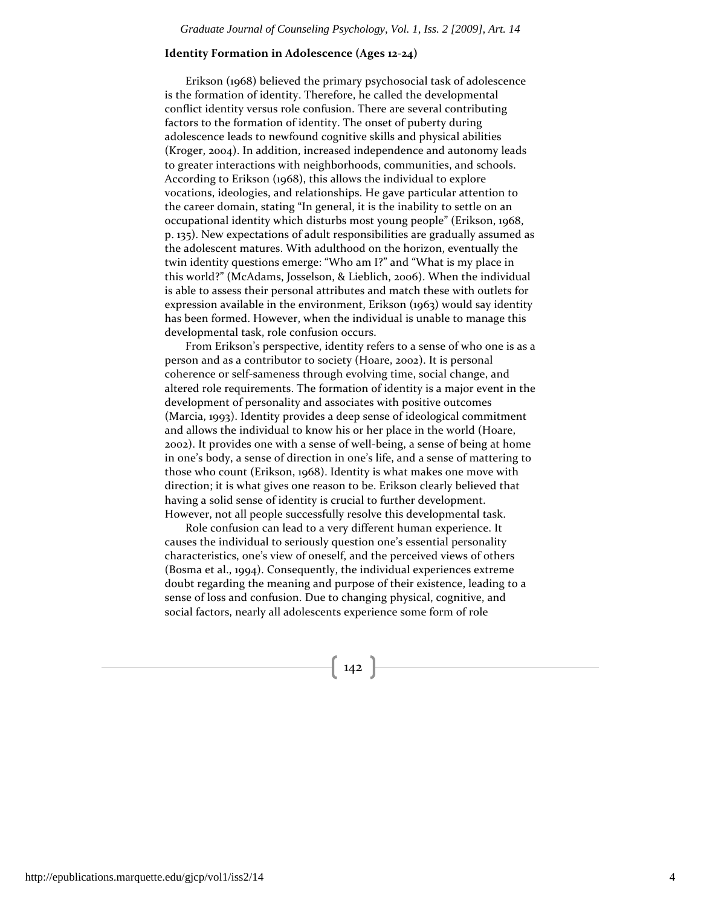### Identity Formation in Adolescence (Ages 12-24)

Erikson (1968) believed the primary psychosocial task of adolescence is the formation of identity. Therefore, he called the developmental conflict identity versus role confusion. There are several contributing factors to the formation of identity. The onset of puberty during adolescence leads to newfound cognitive skills and physical abilities (Kroger, 2004). In addition, increased independence and autonomy leads to greater interactions with neighborhoods, communities, and schools. According to Erikson (1968), this allows the individual to explore vocations, ideologies, and relationships. He gave particular attention to the career domain, stating "In general, it is the inability to settle on an occupational identity which disturbs most young people" (Erikson, 1968, p. 135). New expectations of adult responsibilities are gradually assumed as the adolescent matures. With adulthood on the horizon, eventually the twin identity questions emerge: "Who am I?" and "What is my place in this world?" (McAdams, Josselson, & Lieblich, 2006). When the individual is able to assess their personal attributes and match these with outlets for expression available in the environment, Erikson (1963) would say identity has been formed. However, when the individual is unable to manage this developmental task, role confusion occurs.

From Erikson's perspective, identity refers to a sense of who one is as a person and as a contributor to society (Hoare, 2002). It is personal coherence or self-sameness through evolving time, social change, and altered role requirements. The formation of identity is a major event in the development of personality and associates with positive outcomes (Marcia, 1993). Identity provides a deep sense of ideological commitment and allows the individual to know his or her place in the world (Hoare, 2002). It provides one with a sense of well-being, a sense of being at home in one's body, a sense of direction in one's life, and a sense of mattering to those who count (Erikson, 1968). Identity is what makes one move with direction; it is what gives one reason to be. Erikson clearly believed that having a solid sense of identity is crucial to further development. However, not all people successfully resolve this developmental task.

Role confusion can lead to a very different human experience. It causes the individual to seriously question one's essential personality characteristics, one's view of oneself, and the perceived views of others (Bosma et al., 1994). Consequently, the individual experiences extreme doubt regarding the meaning and purpose of their existence, leading to a sense of loss and confusion. Due to changing physical, cognitive, and social factors, nearly all adolescents experience some form of role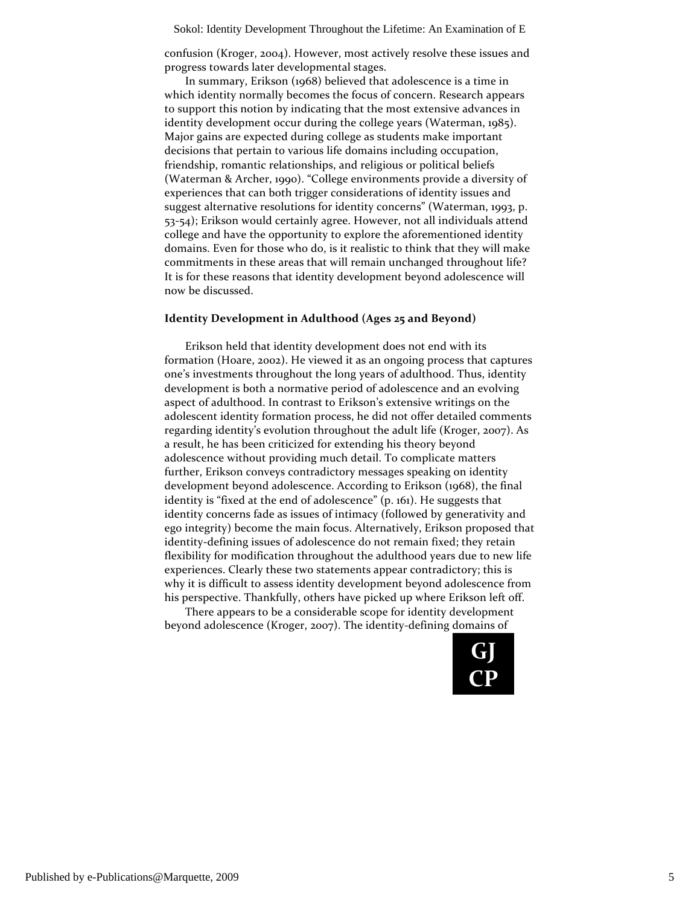confusion (Kroger, 2004). However, most actively resolve these issues and progress towards later developmental stages.

In summary, Erikson (1968) believed that adolescence is a time in which identity normally becomes the focus of concern. Research appears to support this notion by indicating that the most extensive advances in identity development occur during the college years (Waterman, 1985). Major gains are expected during college as students make important decisions that pertain to various life domains including occupation, friendship, romantic relationships, and religious or political beliefs (Waterman & Archer, 1990). "College environments provide a diversity of experiences that can both trigger considerations of identity issues and suggest alternative resolutions for identity concerns" (Waterman, 1993, p. 53-54); Erikson would certainly agree. However, not all individuals attend college and have the opportunity to explore the aforementioned identity domains. Even for those who do, is it realistic to think that they will make commitments in these areas that will remain unchanged throughout life? It is for these reasons that identity development beyond adolescence will now be discussed.

### Identity Development in Adulthood (Ages 25 and Beyond)

Erikson held that identity development does not end with its formation (Hoare, 2002). He viewed it as an ongoing process that captures one's investments throughout the long years of adulthood. Thus, identity development is both a normative period of adolescence and an evolving aspect of adulthood. In contrast to Erikson's extensive writings on the adolescent identity formation process, he did not offer detailed comments regarding identity's evolution throughout the adult life (Kroger, 2007). As a result, he has been criticized for extending his theory beyond adolescence without providing much detail. To complicate matters further, Erikson conveys contradictory messages speaking on identity development beyond adolescence. According to Erikson (1968), the final identity is "fixed at the end of adolescence" (p. 161). He suggests that identity concerns fade as issues of intimacy (followed by generativity and ego integrity) become the main focus. Alternatively, Erikson proposed that identity-defining issues of adolescence do not remain fixed; they retain flexibility for modification throughout the adulthood years due to new life experiences. Clearly these two statements appear contradictory; this is why it is difficult to assess identity development beyond adolescence from his perspective. Thankfully, others have picked up where Erikson left off.

There appears to be a considerable scope for identity development beyond adolescence (Kroger, 2007). The identity-defining domains of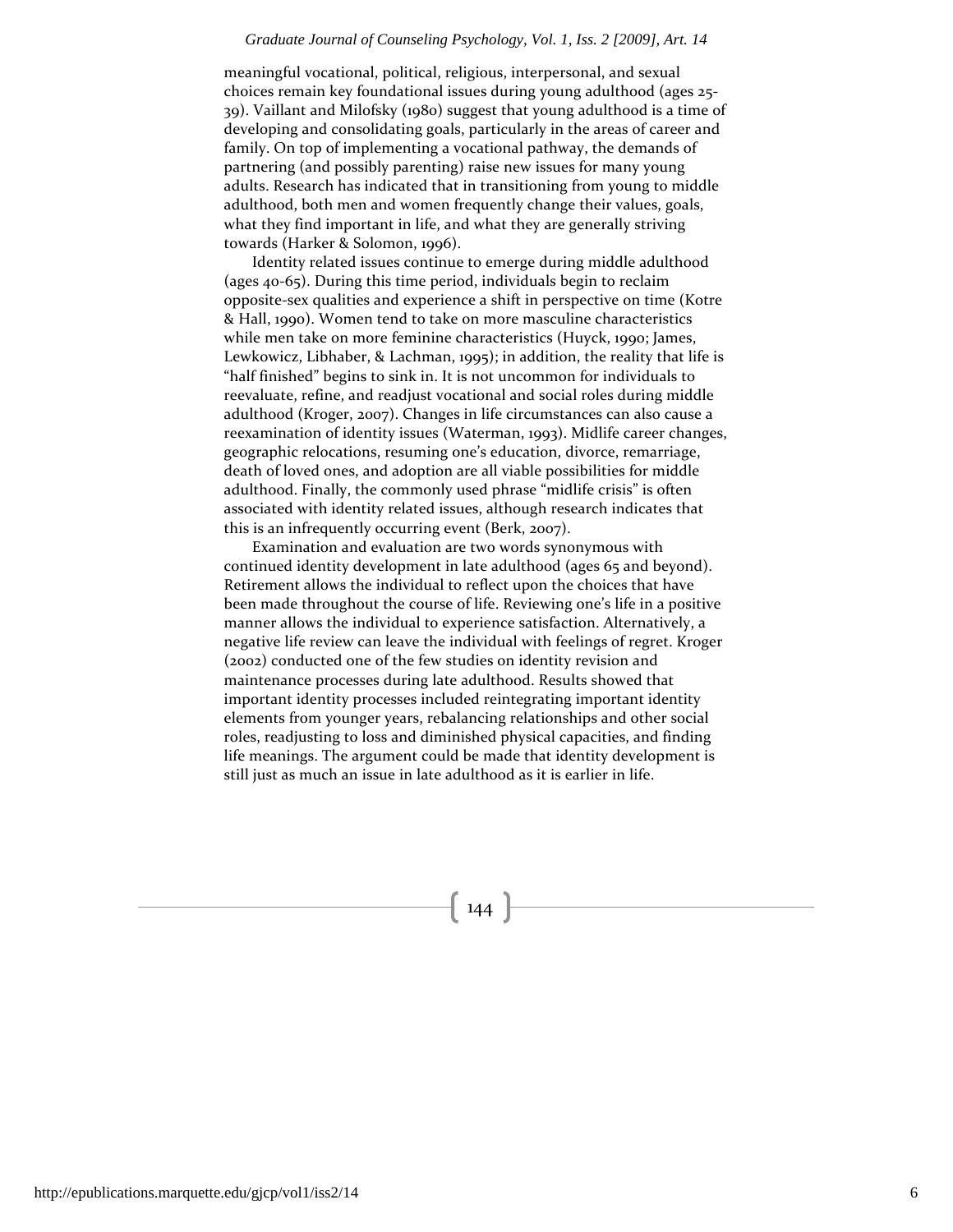meaningful vocational, political, religious, interpersonal, and sexual choices remain key foundational issues during young adulthood (ages 25-39). Vaillant and Milofsky (1980) suggest that young adulthood is a time of developing and consolidating goals, particularly in the areas of career and family. On top of implementing a vocational pathway, the demands of partnering (and possibly parenting) raise new issues for many young adults. Research has indicated that in transitioning from young to middle adulthood, both men and women frequently change their values, goals, what they find important in life, and what they are generally striving towards (Harker & Solomon, 1996).

Identity related issues continue to emerge during middle adulthood (ages 40-65). During this time period, individuals begin to reclaim opposite-sex qualities and experience a shift in perspective on time (Kotre & Hall, 1990). Women tend to take on more masculine characteristics while men take on more feminine characteristics (Huyck, 1990; James, Lewkowicz, Libhaber, & Lachman, 1995); in addition, the reality that life is "half finished" begins to sink in. It is not uncommon for individuals to reevaluate, refine, and readjust vocational and social roles during middle adulthood (Kroger, 2007). Changes in life circumstances can also cause a reexamination of identity issues (Waterman, 1993). Midlife career changes, geographic relocations, resuming one's education, divorce, remarriage, death of loved ones, and adoption are all viable possibilities for middle adulthood. Finally, the commonly used phrase "midlife crisis" is often associated with identity related issues, although research indicates that this is an infrequently occurring event (Berk, 2007).

Examination and evaluation are two words synonymous with continued identity development in late adulthood (ages 65 and beyond). Retirement allows the individual to reflect upon the choices that have been made throughout the course of life. Reviewing one's life in a positive manner allows the individual to experience satisfaction. Alternatively, a negative life review can leave the individual with feelings of regret. Kroger (2002) conducted one of the few studies on identity revision and maintenance processes during late adulthood. Results showed that important identity processes included reintegrating important identity elements from younger years, rebalancing relationships and other social roles, readjusting to loss and diminished physical capacities, and finding life meanings. The argument could be made that identity development is still just as much an issue in late adulthood as it is earlier in life.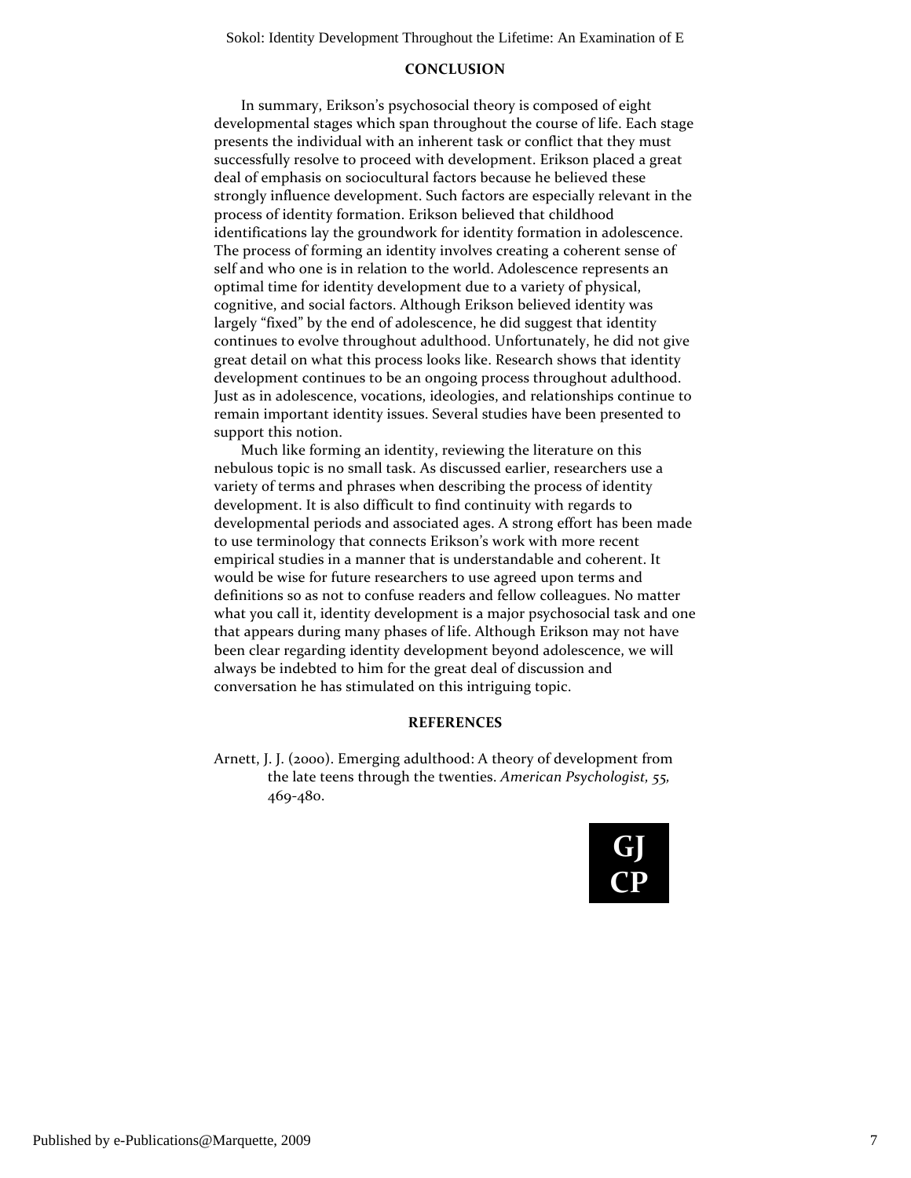## CONCLUSION

In summary, Erikson's psychosocial theory is composed of eight developmental stages which span throughout the course of life. Each stage presents the individual with an inherent task or conflict that they must successfully resolve to proceed with development. Erikson placed a great deal of emphasis on sociocultural factors because he believed these strongly influence development. Such factors are especially relevant in the process of identity formation. Erikson believed that childhood identifications lay the groundwork for identity formation in adolescence. The process of forming an identity involves creating a coherent sense of self and who one is in relation to the world. Adolescence represents an optimal time for identity development due to a variety of physical, cognitive, and social factors. Although Erikson believed identity was largely "fixed" by the end of adolescence, he did suggest that identity continues to evolve throughout adulthood. Unfortunately, he did not give great detail on what this process looks like. Research shows that identity development continues to be an ongoing process throughout adulthood. Just as in adolescence, vocations, ideologies, and relationships continue to remain important identity issues. Several studies have been presented to support this notion.

Much like forming an identity, reviewing the literature on this nebulous topic is no small task. As discussed earlier, researchers use a variety of terms and phrases when describing the process of identity development. It is also difficult to find continuity with regards to developmental periods and associated ages. A strong effort has been made to use terminology that connects Erikson's work with more recent empirical studies in a manner that is understandable and coherent. It would be wise for future researchers to use agreed upon terms and definitions so as not to confuse readers and fellow colleagues. No matter what you call it, identity development is a major psychosocial task and one that appears during many phases of life. Although Erikson may not have been clear regarding identity development beyond adolescence, we will always be indebted to him for the great deal of discussion and conversation he has stimulated on this intriguing topic.

## REFERENCES

Arnett, J. J. (2000). Emerging adulthood: A theory of development from the late teens through the twenties. *American Psychologist, 55,* 469-480.

GJ
CP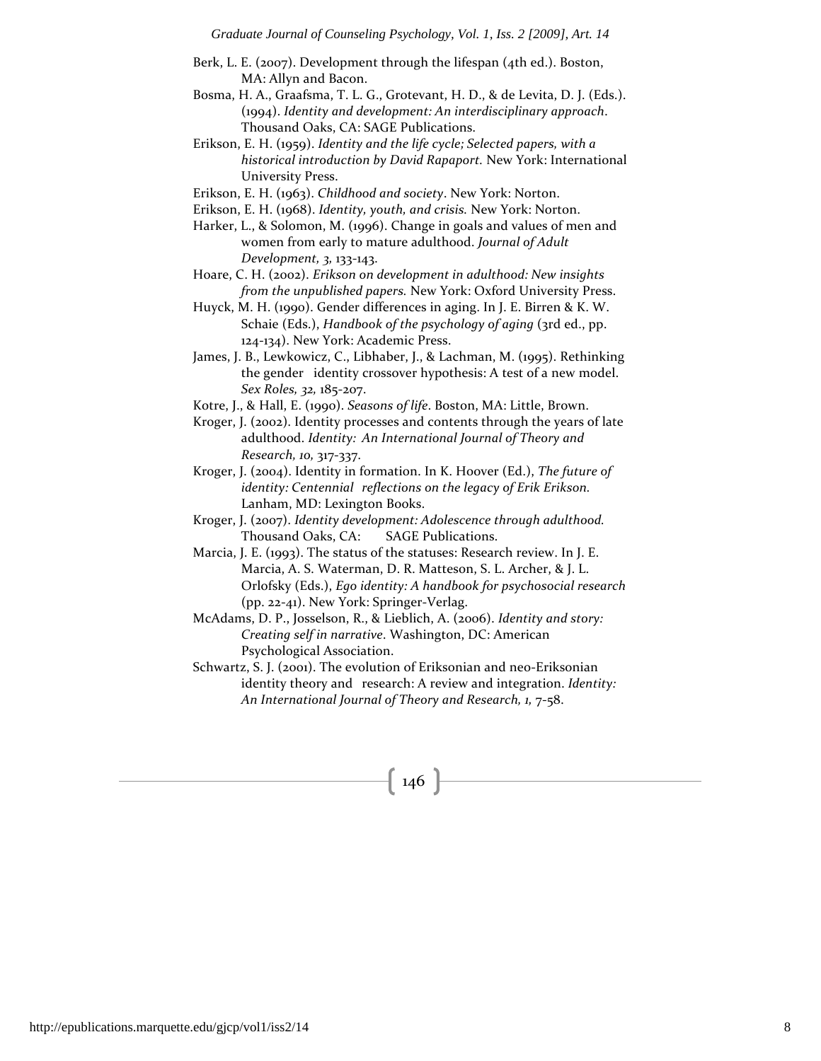Berk, L. E. (2007). Development through the lifespan (4th ed.). Boston, MA: Allyn and Bacon.

Bosma, H. A., Graafsma, T. L. G., Grotevant, H. D., & de Levita, D. J. (Eds.). (1994). *Identity and development: An interdisciplinary approach*. Thousand Oaks, CA: SAGE Publications.

Erikson, E. H. (1959). *Identity and the life cycle; Selected papers, with a historical introduction by David Rapaport.* New York: International University Press.

Erikson, E. H. (1963). *Childhood and society*. New York: Norton.

Erikson, E. H. (1968). *Identity, youth, and crisis.* New York: Norton.

Harker, L., & Solomon, M. (1996). Change in goals and values of men and women from early to mature adulthood. *Journal of Adult Development, 3,* 133-143.

Hoare, C. H. (2002). *Erikson on development in adulthood: New insights from the unpublished papers.* New York: Oxford University Press.

Huyck, M. H. (1990). Gender differences in aging. In J. E. Birren & K. W. Schaie (Eds.), *Handbook of the psychology of aging* (3rd ed., pp. 124-134). New York: Academic Press.

James, J. B., Lewkowicz, C., Libhaber, J., & Lachman, M. (1995). Rethinking the gender identity crossover hypothesis: A test of a new model. *Sex Roles, 32,* 185-207.

Kotre, J., & Hall, E. (1990). *Seasons of life*. Boston, MA: Little, Brown.

Kroger, J. (2002). Identity processes and contents through the years of late adulthood. *Identity: An International Journal of Theory and Research, 10,* 317-337.

Kroger, J. (2004). Identity in formation. In K. Hoover (Ed.), *The future of identity: Centennial reflections on the legacy of Erik Erikson.* Lanham, MD: Lexington Books.

Kroger, J. (2007). *Identity development: Adolescence through adulthood.* Thousand Oaks, CA: SAGE Publications.

Marcia, J. E. (1993). The status of the statuses: Research review. In J. E. Marcia, A. S. Waterman, D. R. Matteson, S. L. Archer, & J. L. Orlofsky (Eds.), *Ego identity: A handbook for psychosocial research* (pp. 22-41). New York: Springer-Verlag.

McAdams, D. P., Josselson, R., & Lieblich, A. (2006). *Identity and story: Creating self in narrative*. Washington, DC: American Psychological Association.

Schwartz, S. J. (2001). The evolution of Eriksonian and neo-Eriksonian identity theory and research: A review and integration. *Identity: An International Journal of Theory and Research, 1,* 7-58.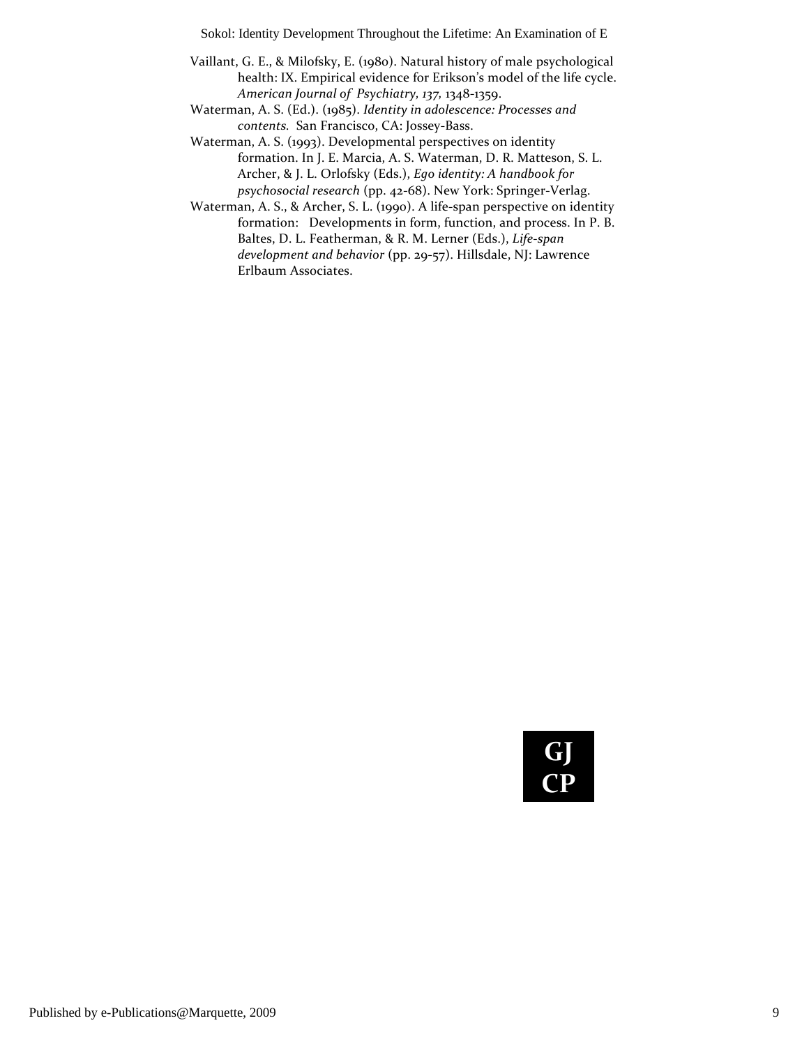Vaillant, G. E., & Milofsky, E. (1980). Natural history of male psychological health: IX. Empirical evidence for Erikson's model of the life cycle. *American Journal of Psychiatry, 137,* 1348-1359.

Waterman, A. S. (Ed.). (1985). *Identity in adolescence: Processes and contents.* San Francisco, CA: Jossey-Bass.

Waterman, A. S. (1993). Developmental perspectives on identity formation. In J. E. Marcia, A. S. Waterman, D. R. Matteson, S. L. Archer, & J. L. Orlofsky (Eds.), *Ego identity: A handbook for psychosocial research* (pp. 42-68). New York: Springer-Verlag.

Waterman, A. S., & Archer, S. L. (1990). A life-span perspective on identity formation: Developments in form, function, and process. In P. B. Baltes, D. L. Featherman, & R. M. Lerner (Eds.), *Life-span development and behavior* (pp. 29-57). Hillsdale, NJ: Lawrence Erlbaum Associates.

**GJ CP**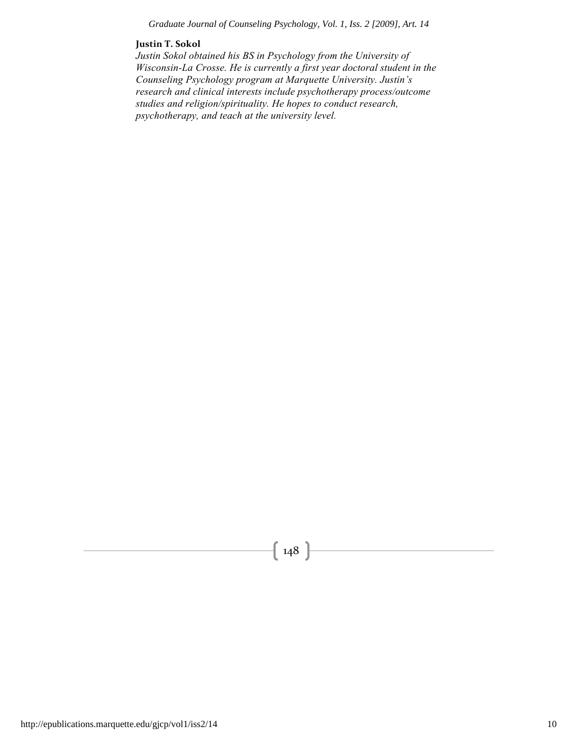**Justin T. Sokol**

*Justin Sokol obtained his BS in Psychology from the University of Wisconsin-La Crosse. He is currently a first year doctoral student in the Counseling Psychology program at Marquette University. Justin's research and clinical interests include psychotherapy process/outcome studies and religion/spirituality. He hopes to conduct research, psychotherapy, and teach at the university level.*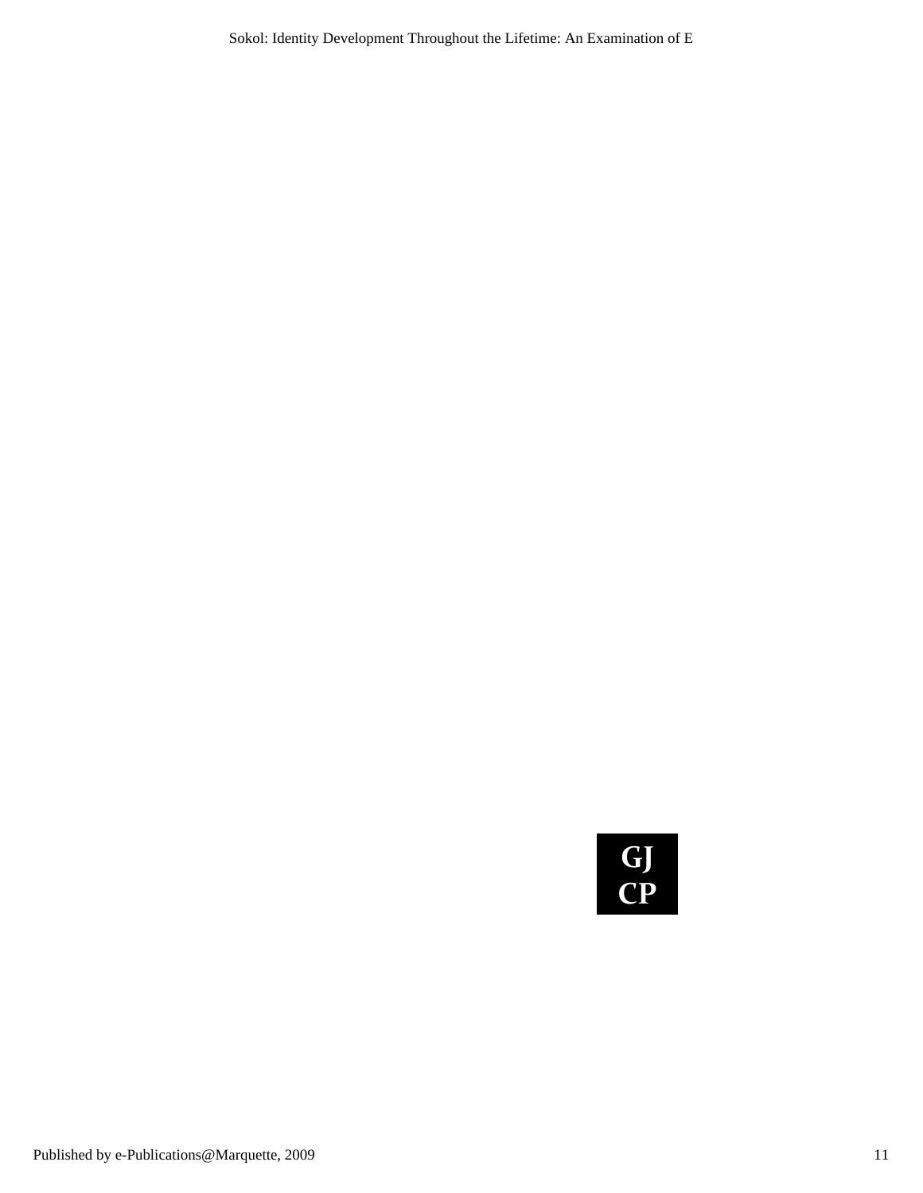GJ
CP